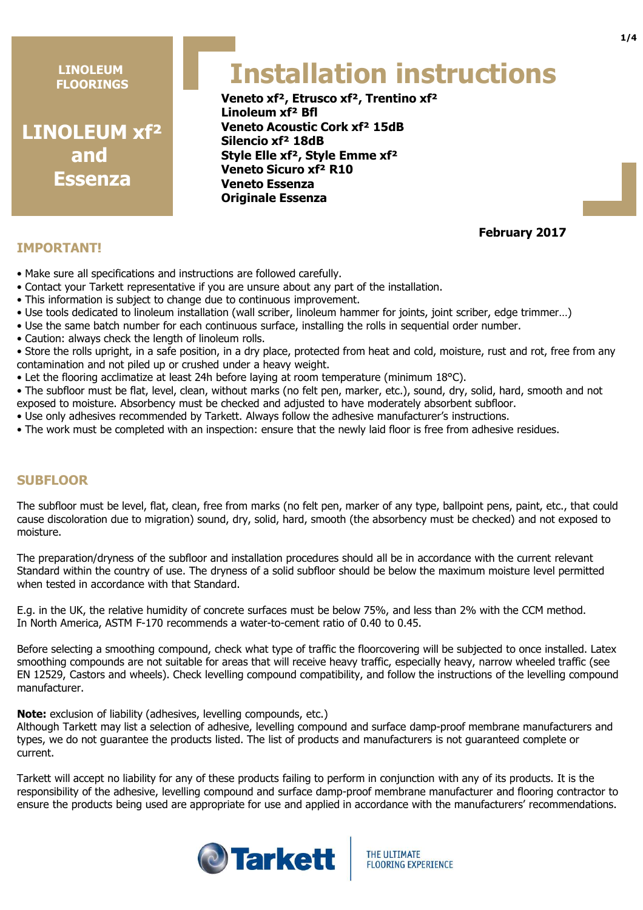LINOLEUM FLOORINGS

**LINOLEUM xf² and Essenza**

# Installation instructions

**Veneto xf², Etrusco xf², Trentino xf²**
**Linoleum xf² Bfl**
**Veneto Acoustic Cork xf² 15dB**
**Silencio xf² 18dB**
**Style Elle xf², Style Emme xf²**
**Veneto Sicuro xf² R10**
**Veneto Essenza**
**Originale Essenza**

**February 2017**

## IMPORTANT!

- Make sure all specifications and instructions are followed carefully.
- Contact your Tarkett representative if you are unsure about any part of the installation.
- This information is subject to change due to continuous improvement.
- Use tools dedicated to linoleum installation (wall scriber, linoleum hammer for joints, joint scriber, edge trimmer…)
- Use the same batch number for each continuous surface, installing the rolls in sequential order number.
- Caution: always check the length of linoleum rolls.
- Store the rolls upright, in a safe position, in a dry place, protected from heat and cold, moisture, rust and rot, free from any contamination and not piled up or crushed under a heavy weight.
- Let the flooring acclimatize at least 24h before laying at room temperature (minimum 18°C).
- The subfloor must be flat, level, clean, without marks (no felt pen, marker, etc.), sound, dry, solid, hard, smooth and not exposed to moisture. Absorbency must be checked and adjusted to have moderately absorbent subfloor.
- Use only adhesives recommended by Tarkett. Always follow the adhesive manufacturer's instructions.
- The work must be completed with an inspection: ensure that the newly laid floor is free from adhesive residues.

## SUBFLOOR

The subfloor must be level, flat, clean, free from marks (no felt pen, marker of any type, ballpoint pens, paint, etc., that could cause discoloration due to migration) sound, dry, solid, hard, smooth (the absorbency must be checked) and not exposed to moisture.

The preparation/dryness of the subfloor and installation procedures should all be in accordance with the current relevant Standard within the country of use. The dryness of a solid subfloor should be below the maximum moisture level permitted when tested in accordance with that Standard.

E.g. in the UK, the relative humidity of concrete surfaces must be below 75%, and less than 2% with the CCM method.
In North America, ASTM F-170 recommends a water-to-cement ratio of 0.40 to 0.45.

Before selecting a smoothing compound, check what type of traffic the floorcovering will be subjected to once installed. Latex smoothing compounds are not suitable for areas that will receive heavy traffic, especially heavy, narrow wheeled traffic (see EN 12529, Castors and wheels). Check levelling compound compatibility, and follow the instructions of the levelling compound manufacturer.

**Note:** exclusion of liability (adhesives, levelling compounds, etc.)
Although Tarkett may list a selection of adhesive, levelling compound and surface damp-proof membrane manufacturers and types, we do not guarantee the products listed. The list of products and manufacturers is not guaranteed complete or current.

Tarkett will accept no liability for any of these products failing to perform in conjunction with any of its products. It is the responsibility of the adhesive, levelling compound and surface damp-proof membrane manufacturer and flooring contractor to ensure the products being used are appropriate for use and applied in accordance with the manufacturers' recommendations.

Tarkett | THE ULTIMATE FLOORING EXPERIENCE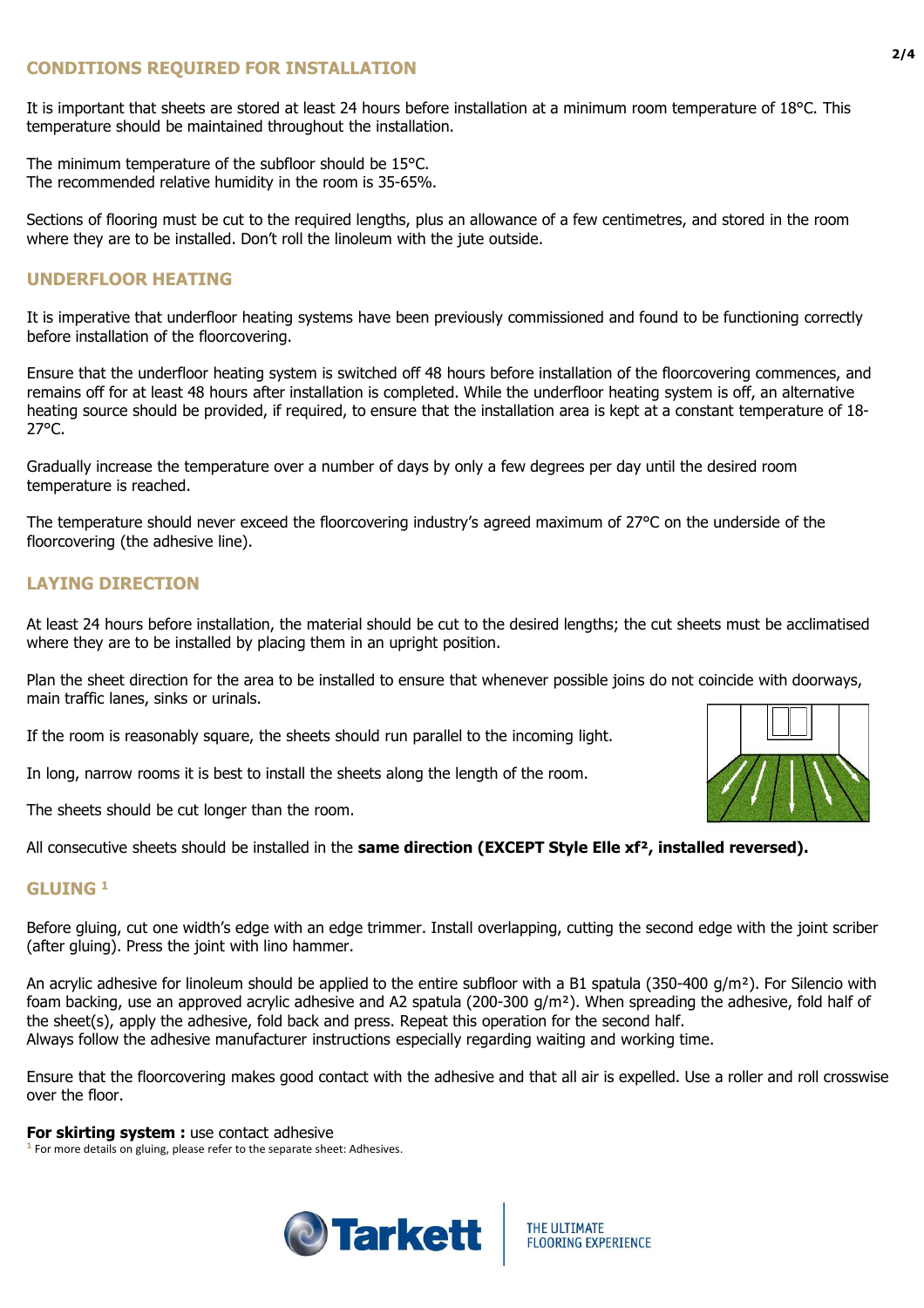## CONDITIONS REQUIRED FOR INSTALLATION

It is important that sheets are stored at least 24 hours before installation at a minimum room temperature of 18°C. This temperature should be maintained throughout the installation.

The minimum temperature of the subfloor should be 15°C.
The recommended relative humidity in the room is 35-65%.

Sections of flooring must be cut to the required lengths, plus an allowance of a few centimetres, and stored in the room where they are to be installed. Don't roll the linoleum with the jute outside.

## UNDERFLOOR HEATING

It is imperative that underfloor heating systems have been previously commissioned and found to be functioning correctly before installation of the floorcovering.

Ensure that the underfloor heating system is switched off 48 hours before installation of the floorcovering commences, and remains off for at least 48 hours after installation is completed. While the underfloor heating system is off, an alternative heating source should be provided, if required, to ensure that the installation area is kept at a constant temperature of 18-27°C.

Gradually increase the temperature over a number of days by only a few degrees per day until the desired room temperature is reached.

The temperature should never exceed the floorcovering industry's agreed maximum of 27°C on the underside of the floorcovering (the adhesive line).

## LAYING DIRECTION

At least 24 hours before installation, the material should be cut to the desired lengths; the cut sheets must be acclimatised where they are to be installed by placing them in an upright position.

Plan the sheet direction for the area to be installed to ensure that whenever possible joins do not coincide with doorways, main traffic lanes, sinks or urinals.

If the room is reasonably square, the sheets should run parallel to the incoming light.

In long, narrow rooms it is best to install the sheets along the length of the room.

The sheets should be cut longer than the room.

All consecutive sheets should be installed in the **same direction (EXCEPT Style Elle xf², installed reversed).**

## GLUING [1]

Before gluing, cut one width's edge with an edge trimmer. Install overlapping, cutting the second edge with the joint scriber (after gluing). Press the joint with lino hammer.

An acrylic adhesive for linoleum should be applied to the entire subfloor with a B1 spatula (350-400 g/m²). For Silencio with foam backing, use an approved acrylic adhesive and A2 spatula (200-300 g/m²). When spreading the adhesive, fold half of the sheet(s), apply the adhesive, fold back and press. Repeat this operation for the second half.
Always follow the adhesive manufacturer instructions especially regarding waiting and working time.

Ensure that the floorcovering makes good contact with the adhesive and that all air is expelled. Use a roller and roll crosswise over the floor.

**For skirting system :** use contact adhesive

[1] For more details on gluing, please refer to the separate sheet: Adhesives.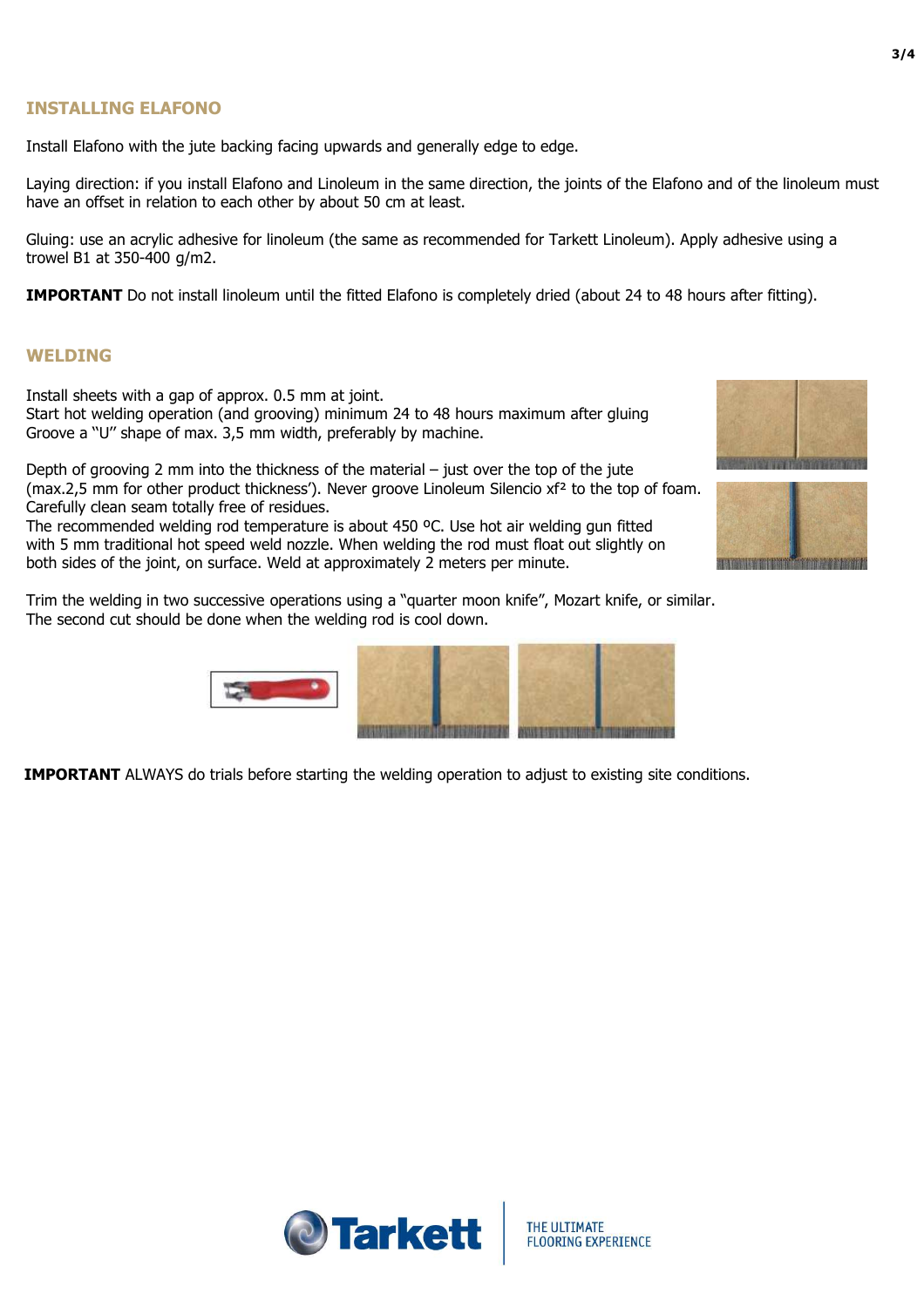## INSTALLING ELAFONO

Install Elafono with the jute backing facing upwards and generally edge to edge.

Laying direction: if you install Elafono and Linoleum in the same direction, the joints of the Elafono and of the linoleum must have an offset in relation to each other by about 50 cm at least.

Gluing: use an acrylic adhesive for linoleum (the same as recommended for Tarkett Linoleum). Apply adhesive using a trowel B1 at 350-400 g/m2.

**IMPORTANT** Do not install linoleum until the fitted Elafono is completely dried (about 24 to 48 hours after fitting).

## WELDING

Install sheets with a gap of approx. 0.5 mm at joint.
Start hot welding operation (and grooving) minimum 24 to 48 hours maximum after gluing
Groove a "U" shape of max. 3,5 mm width, preferably by machine.

Depth of grooving 2 mm into the thickness of the material – just over the top of the jute (max.2,5 mm for other product thickness'). Never groove Linoleum Silencio xf² to the top of foam.
Carefully clean seam totally free of residues.
The recommended welding rod temperature is about 450 ºC. Use hot air welding gun fitted with 5 mm traditional hot speed weld nozzle. When welding the rod must float out slightly on both sides of the joint, on surface. Weld at approximately 2 meters per minute.

Trim the welding in two successive operations using a "quarter moon knife", Mozart knife, or similar.
The second cut should be done when the welding rod is cool down.

**IMPORTANT** ALWAYS do trials before starting the welding operation to adjust to existing site conditions.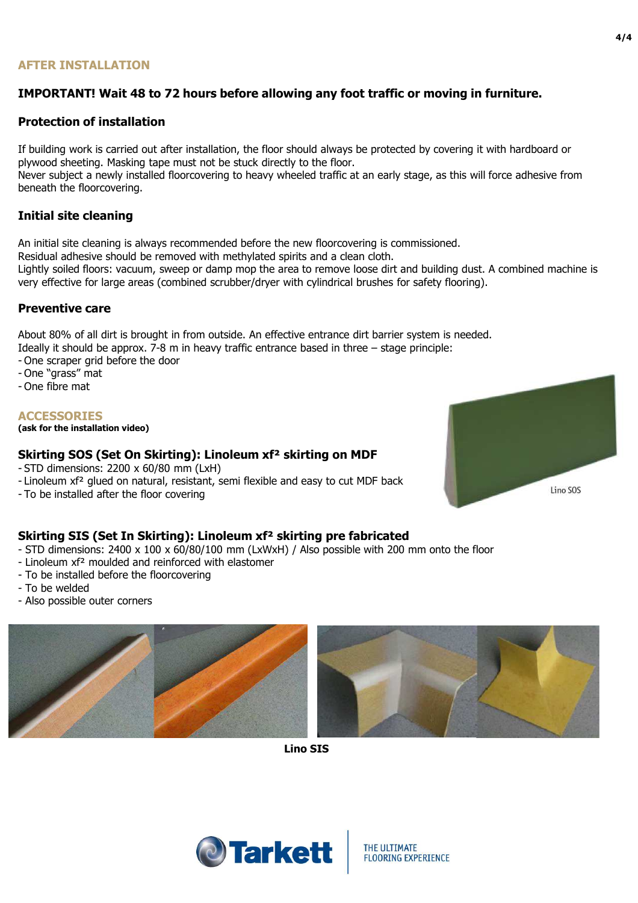## AFTER INSTALLATION

**IMPORTANT! Wait 48 to 72 hours before allowing any foot traffic or moving in furniture.**

### Protection of installation

If building work is carried out after installation, the floor should always be protected by covering it with hardboard or plywood sheeting. Masking tape must not be stuck directly to the floor.
Never subject a newly installed floorcovering to heavy wheeled traffic at an early stage, as this will force adhesive from beneath the floorcovering.

### Initial site cleaning

An initial site cleaning is always recommended before the new floorcovering is commissioned.
Residual adhesive should be removed with methylated spirits and a clean cloth.
Lightly soiled floors: vacuum, sweep or damp mop the area to remove loose dirt and building dust. A combined machine is very effective for large areas (combined scrubber/dryer with cylindrical brushes for safety flooring).

### Preventive care

About 80% of all dirt is brought in from outside. An effective entrance dirt barrier system is needed.
Ideally it should be approx. 7-8 m in heavy traffic entrance based in three – stage principle:
- One scraper grid before the door
- One "grass" mat
- One fibre mat

## ACCESSORIES

**(ask for the installation video)**

### Skirting SOS (Set On Skirting): Linoleum xf² skirting on MDF

- STD dimensions: 2200 x 60/80 mm (LxH)
- Linoleum xf² glued on natural, resistant, semi flexible and easy to cut MDF back
- To be installed after the floor covering

Lino SOS

### Skirting SIS (Set In Skirting): Linoleum xf² skirting pre fabricated

- STD dimensions: 2400 x 100 x 60/80/100 mm (LxWxH) / Also possible with 200 mm onto the floor
- Linoleum xf² moulded and reinforced with elastomer
- To be installed before the floorcovering
- To be welded
- Also possible outer corners

**Lino SIS**

Tarkett THE ULTIMATE FLOORING EXPERIENCE